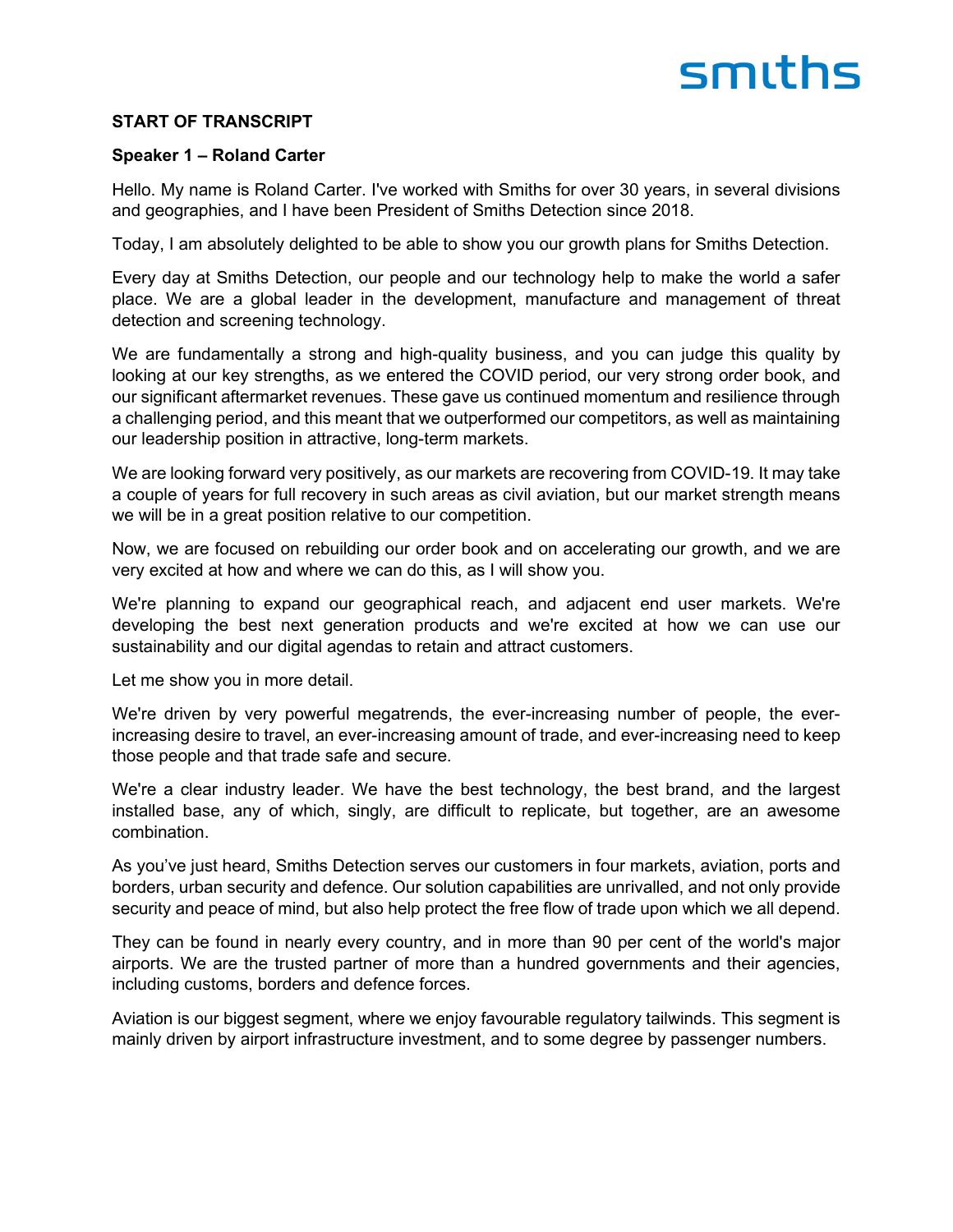**START OF TRANSCRIPT**

**Speaker 1 – Roland Carter**

Hello. My name is Roland Carter. I've worked with Smiths for over 30 years, in several divisions and geographies, and I have been President of Smiths Detection since 2018.

Today, I am absolutely delighted to be able to show you our growth plans for Smiths Detection.

Every day at Smiths Detection, our people and our technology help to make the world a safer place. We are a global leader in the development, manufacture and management of threat detection and screening technology.

We are fundamentally a strong and high-quality business, and you can judge this quality by looking at our key strengths, as we entered the COVID period, our very strong order book, and our significant aftermarket revenues. These gave us continued momentum and resilience through a challenging period, and this meant that we outperformed our competitors, as well as maintaining our leadership position in attractive, long-term markets.

We are looking forward very positively, as our markets are recovering from COVID-19. It may take a couple of years for full recovery in such areas as civil aviation, but our market strength means we will be in a great position relative to our competition.

Now, we are focused on rebuilding our order book and on accelerating our growth, and we are very excited at how and where we can do this, as I will show you.

We're planning to expand our geographical reach, and adjacent end user markets. We're developing the best next generation products and we're excited at how we can use our sustainability and our digital agendas to retain and attract customers.

Let me show you in more detail.

We're driven by very powerful megatrends, the ever-increasing number of people, the ever-increasing desire to travel, an ever-increasing amount of trade, and ever-increasing need to keep those people and that trade safe and secure.

We're a clear industry leader. We have the best technology, the best brand, and the largest installed base, any of which, singly, are difficult to replicate, but together, are an awesome combination.

As you've just heard, Smiths Detection serves our customers in four markets, aviation, ports and borders, urban security and defence. Our solution capabilities are unrivalled, and not only provide security and peace of mind, but also help protect the free flow of trade upon which we all depend.

They can be found in nearly every country, and in more than 90 per cent of the world's major airports. We are the trusted partner of more than a hundred governments and their agencies, including customs, borders and defence forces.

Aviation is our biggest segment, where we enjoy favourable regulatory tailwinds. This segment is mainly driven by airport infrastructure investment, and to some degree by passenger numbers.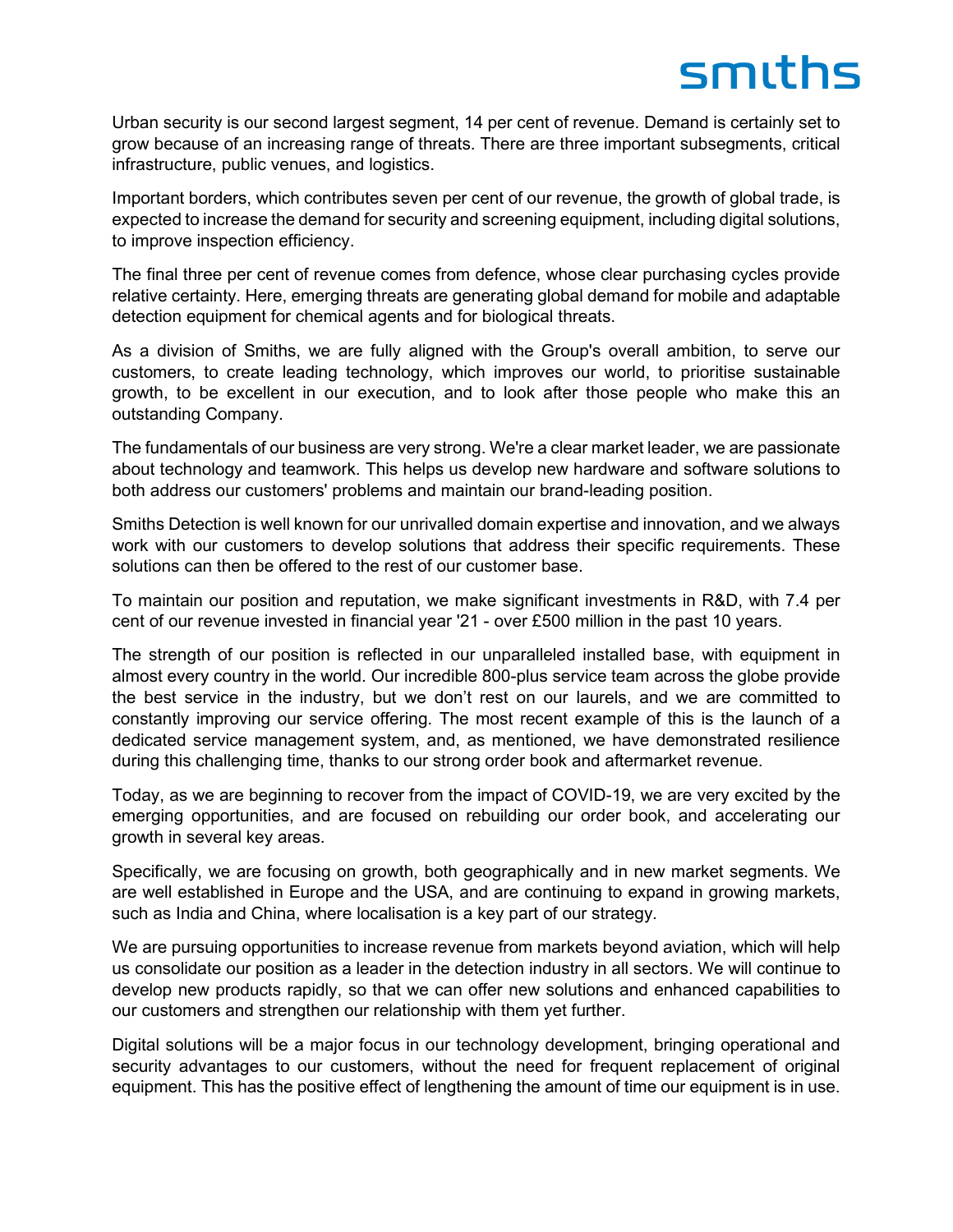Urban security is our second largest segment, 14 per cent of revenue. Demand is certainly set to grow because of an increasing range of threats. There are three important subsegments, critical infrastructure, public venues, and logistics.

Important borders, which contributes seven per cent of our revenue, the growth of global trade, is expected to increase the demand for security and screening equipment, including digital solutions, to improve inspection efficiency.

The final three per cent of revenue comes from defence, whose clear purchasing cycles provide relative certainty. Here, emerging threats are generating global demand for mobile and adaptable detection equipment for chemical agents and for biological threats.

As a division of Smiths, we are fully aligned with the Group's overall ambition, to serve our customers, to create leading technology, which improves our world, to prioritise sustainable growth, to be excellent in our execution, and to look after those people who make this an outstanding Company.

The fundamentals of our business are very strong. We're a clear market leader, we are passionate about technology and teamwork. This helps us develop new hardware and software solutions to both address our customers' problems and maintain our brand-leading position.

Smiths Detection is well known for our unrivalled domain expertise and innovation, and we always work with our customers to develop solutions that address their specific requirements. These solutions can then be offered to the rest of our customer base.

To maintain our position and reputation, we make significant investments in R&D, with 7.4 per cent of our revenue invested in financial year '21 - over £500 million in the past 10 years.

The strength of our position is reflected in our unparalleled installed base, with equipment in almost every country in the world. Our incredible 800-plus service team across the globe provide the best service in the industry, but we don't rest on our laurels, and we are committed to constantly improving our service offering. The most recent example of this is the launch of a dedicated service management system, and, as mentioned, we have demonstrated resilience during this challenging time, thanks to our strong order book and aftermarket revenue.

Today, as we are beginning to recover from the impact of COVID-19, we are very excited by the emerging opportunities, and are focused on rebuilding our order book, and accelerating our growth in several key areas.

Specifically, we are focusing on growth, both geographically and in new market segments. We are well established in Europe and the USA, and are continuing to expand in growing markets, such as India and China, where localisation is a key part of our strategy.

We are pursuing opportunities to increase revenue from markets beyond aviation, which will help us consolidate our position as a leader in the detection industry in all sectors. We will continue to develop new products rapidly, so that we can offer new solutions and enhanced capabilities to our customers and strengthen our relationship with them yet further.

Digital solutions will be a major focus in our technology development, bringing operational and security advantages to our customers, without the need for frequent replacement of original equipment. This has the positive effect of lengthening the amount of time our equipment is in use.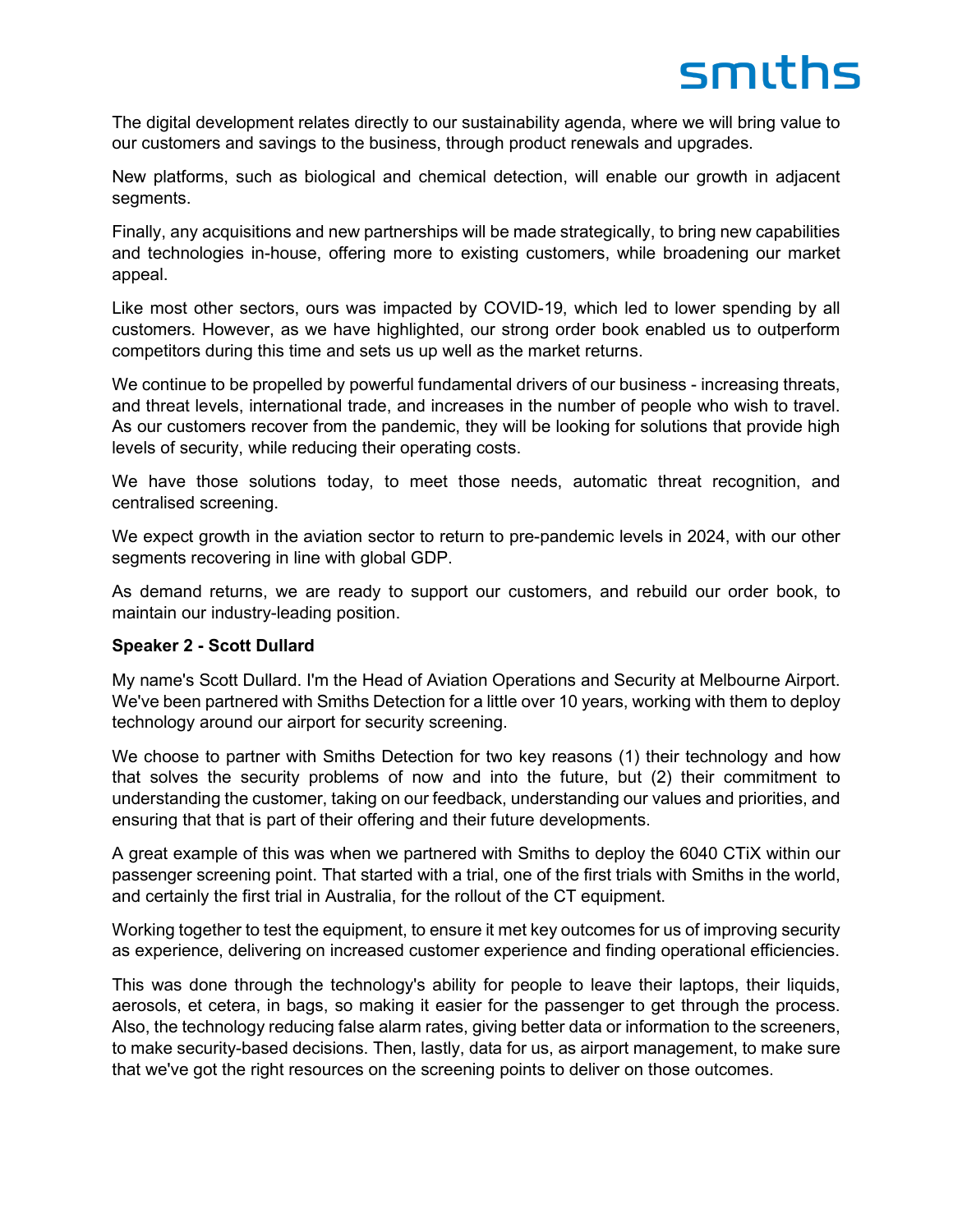The digital development relates directly to our sustainability agenda, where we will bring value to our customers and savings to the business, through product renewals and upgrades.

New platforms, such as biological and chemical detection, will enable our growth in adjacent segments.

Finally, any acquisitions and new partnerships will be made strategically, to bring new capabilities and technologies in-house, offering more to existing customers, while broadening our market appeal.

Like most other sectors, ours was impacted by COVID-19, which led to lower spending by all customers. However, as we have highlighted, our strong order book enabled us to outperform competitors during this time and sets us up well as the market returns.

We continue to be propelled by powerful fundamental drivers of our business - increasing threats, and threat levels, international trade, and increases in the number of people who wish to travel. As our customers recover from the pandemic, they will be looking for solutions that provide high levels of security, while reducing their operating costs.

We have those solutions today, to meet those needs, automatic threat recognition, and centralised screening.

We expect growth in the aviation sector to return to pre-pandemic levels in 2024, with our other segments recovering in line with global GDP.

As demand returns, we are ready to support our customers, and rebuild our order book, to maintain our industry-leading position.

**Speaker 2 - Scott Dullard**

My name's Scott Dullard. I'm the Head of Aviation Operations and Security at Melbourne Airport. We've been partnered with Smiths Detection for a little over 10 years, working with them to deploy technology around our airport for security screening.

We choose to partner with Smiths Detection for two key reasons (1) their technology and how that solves the security problems of now and into the future, but (2) their commitment to understanding the customer, taking on our feedback, understanding our values and priorities, and ensuring that that is part of their offering and their future developments.

A great example of this was when we partnered with Smiths to deploy the 6040 CTiX within our passenger screening point. That started with a trial, one of the first trials with Smiths in the world, and certainly the first trial in Australia, for the rollout of the CT equipment.

Working together to test the equipment, to ensure it met key outcomes for us of improving security as experience, delivering on increased customer experience and finding operational efficiencies.

This was done through the technology's ability for people to leave their laptops, their liquids, aerosols, et cetera, in bags, so making it easier for the passenger to get through the process. Also, the technology reducing false alarm rates, giving better data or information to the screeners, to make security-based decisions. Then, lastly, data for us, as airport management, to make sure that we've got the right resources on the screening points to deliver on those outcomes.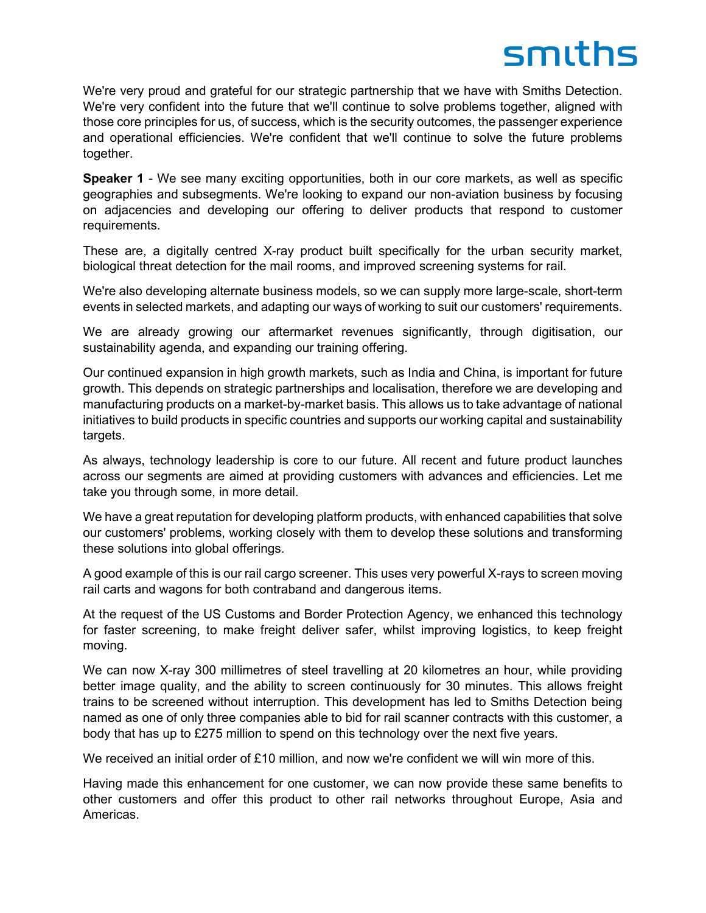We're very proud and grateful for our strategic partnership that we have with Smiths Detection. We're very confident into the future that we'll continue to solve problems together, aligned with those core principles for us, of success, which is the security outcomes, the passenger experience and operational efficiencies. We're confident that we'll continue to solve the future problems together.

**Speaker 1** - We see many exciting opportunities, both in our core markets, as well as specific geographies and subsegments. We're looking to expand our non-aviation business by focusing on adjacencies and developing our offering to deliver products that respond to customer requirements.

These are, a digitally centred X-ray product built specifically for the urban security market, biological threat detection for the mail rooms, and improved screening systems for rail.

We're also developing alternate business models, so we can supply more large-scale, short-term events in selected markets, and adapting our ways of working to suit our customers' requirements.

We are already growing our aftermarket revenues significantly, through digitisation, our sustainability agenda, and expanding our training offering.

Our continued expansion in high growth markets, such as India and China, is important for future growth. This depends on strategic partnerships and localisation, therefore we are developing and manufacturing products on a market-by-market basis. This allows us to take advantage of national initiatives to build products in specific countries and supports our working capital and sustainability targets.

As always, technology leadership is core to our future. All recent and future product launches across our segments are aimed at providing customers with advances and efficiencies. Let me take you through some, in more detail.

We have a great reputation for developing platform products, with enhanced capabilities that solve our customers' problems, working closely with them to develop these solutions and transforming these solutions into global offerings.

A good example of this is our rail cargo screener. This uses very powerful X-rays to screen moving rail carts and wagons for both contraband and dangerous items.

At the request of the US Customs and Border Protection Agency, we enhanced this technology for faster screening, to make freight deliver safer, whilst improving logistics, to keep freight moving.

We can now X-ray 300 millimetres of steel travelling at 20 kilometres an hour, while providing better image quality, and the ability to screen continuously for 30 minutes. This allows freight trains to be screened without interruption. This development has led to Smiths Detection being named as one of only three companies able to bid for rail scanner contracts with this customer, a body that has up to £275 million to spend on this technology over the next five years.

We received an initial order of £10 million, and now we're confident we will win more of this.

Having made this enhancement for one customer, we can now provide these same benefits to other customers and offer this product to other rail networks throughout Europe, Asia and Americas.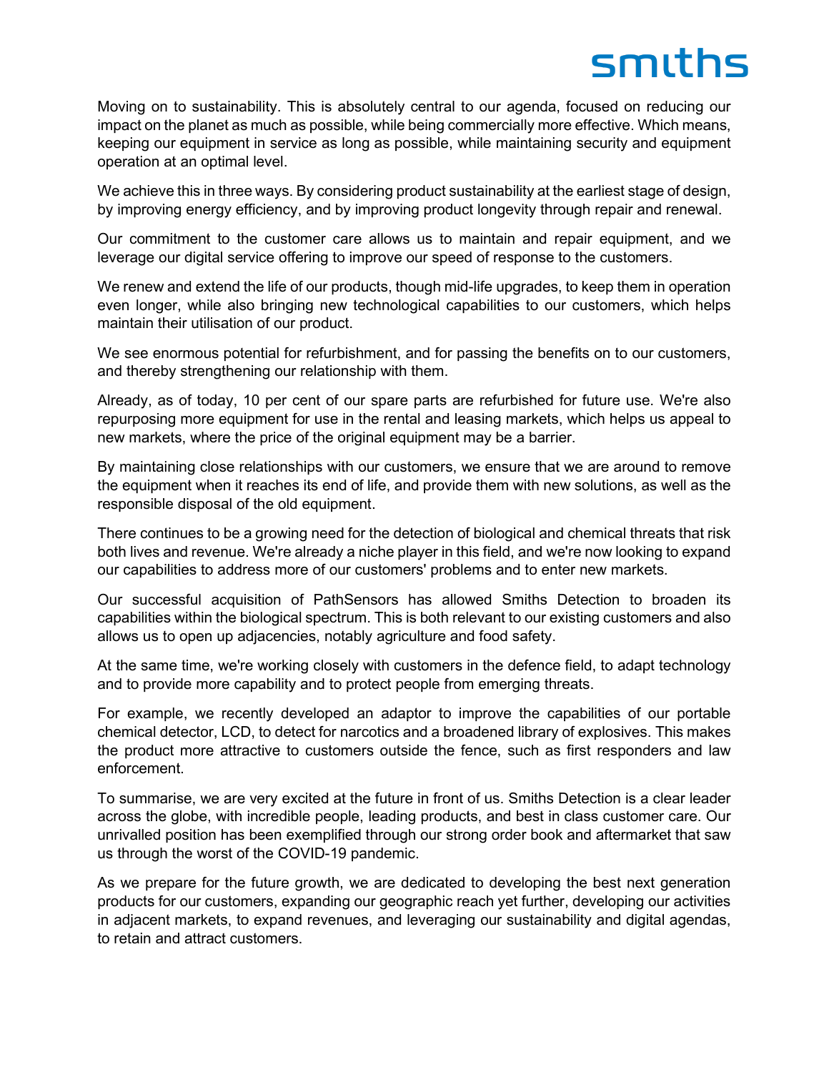Moving on to sustainability. This is absolutely central to our agenda, focused on reducing our impact on the planet as much as possible, while being commercially more effective. Which means, keeping our equipment in service as long as possible, while maintaining security and equipment operation at an optimal level.

We achieve this in three ways. By considering product sustainability at the earliest stage of design, by improving energy efficiency, and by improving product longevity through repair and renewal.

Our commitment to the customer care allows us to maintain and repair equipment, and we leverage our digital service offering to improve our speed of response to the customers.

We renew and extend the life of our products, though mid-life upgrades, to keep them in operation even longer, while also bringing new technological capabilities to our customers, which helps maintain their utilisation of our product.

We see enormous potential for refurbishment, and for passing the benefits on to our customers, and thereby strengthening our relationship with them.

Already, as of today, 10 per cent of our spare parts are refurbished for future use. We're also repurposing more equipment for use in the rental and leasing markets, which helps us appeal to new markets, where the price of the original equipment may be a barrier.

By maintaining close relationships with our customers, we ensure that we are around to remove the equipment when it reaches its end of life, and provide them with new solutions, as well as the responsible disposal of the old equipment.

There continues to be a growing need for the detection of biological and chemical threats that risk both lives and revenue. We're already a niche player in this field, and we're now looking to expand our capabilities to address more of our customers' problems and to enter new markets.

Our successful acquisition of PathSensors has allowed Smiths Detection to broaden its capabilities within the biological spectrum. This is both relevant to our existing customers and also allows us to open up adjacencies, notably agriculture and food safety.

At the same time, we're working closely with customers in the defence field, to adapt technology and to provide more capability and to protect people from emerging threats.

For example, we recently developed an adaptor to improve the capabilities of our portable chemical detector, LCD, to detect for narcotics and a broadened library of explosives. This makes the product more attractive to customers outside the fence, such as first responders and law enforcement.

To summarise, we are very excited at the future in front of us. Smiths Detection is a clear leader across the globe, with incredible people, leading products, and best in class customer care. Our unrivalled position has been exemplified through our strong order book and aftermarket that saw us through the worst of the COVID-19 pandemic.

As we prepare for the future growth, we are dedicated to developing the best next generation products for our customers, expanding our geographic reach yet further, developing our activities in adjacent markets, to expand revenues, and leveraging our sustainability and digital agendas, to retain and attract customers.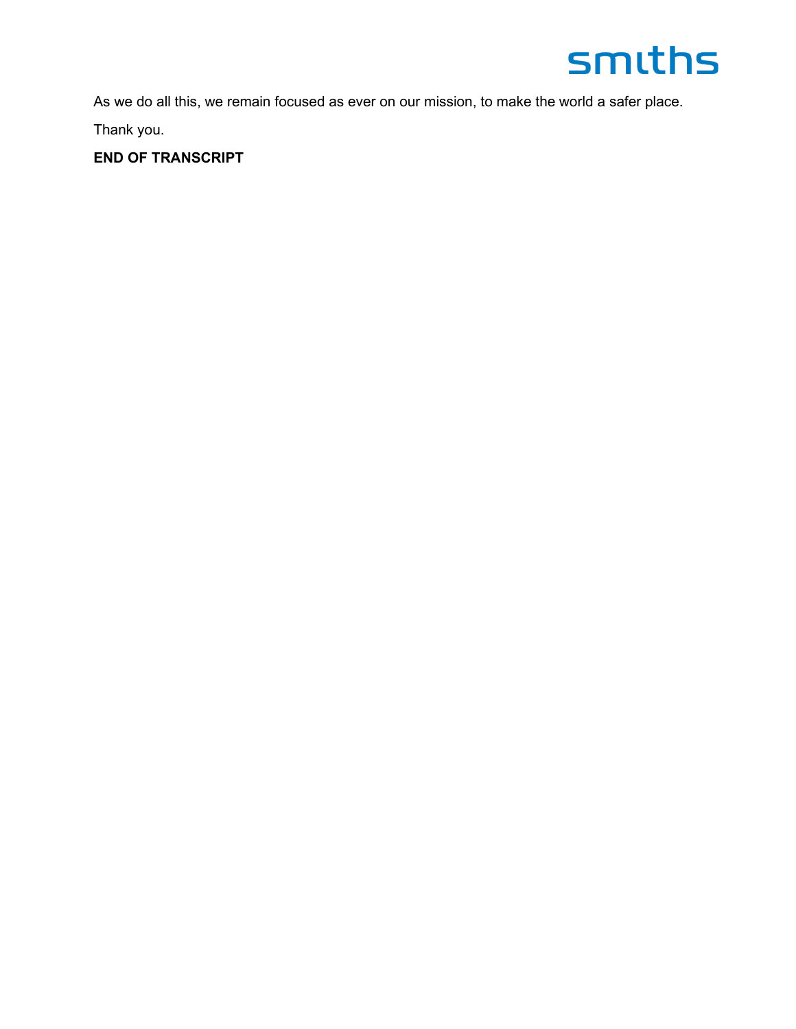As we do all this, we remain focused as ever on our mission, to make the world a safer place.

Thank you.

**END OF TRANSCRIPT**